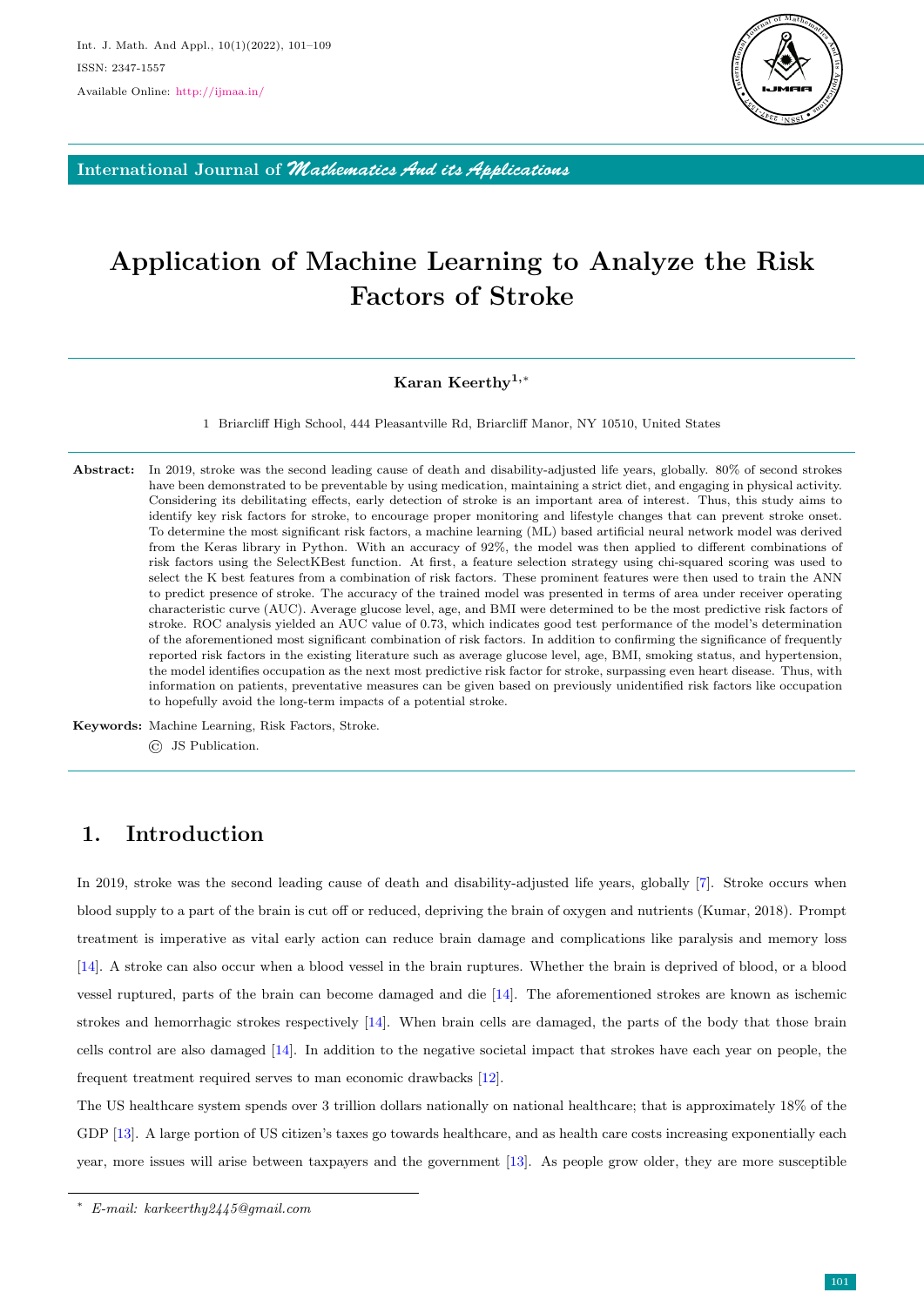# Application of Machine Learning to Analyze the Risk Factors of Stroke

**Karan Keerthy[1,*]**

1 Briarcliff High School, 444 Pleasantville Rd, Briarcliff Manor, NY 10510, United States

**Abstract:** In 2019, stroke was the second leading cause of death and disability-adjusted life years, globally. 80% of second strokes have been demonstrated to be preventable by using medication, maintaining a strict diet, and engaging in physical activity. Considering its debilitating effects, early detection of stroke is an important area of interest. Thus, this study aims to identify key risk factors for stroke, to encourage proper monitoring and lifestyle changes that can prevent stroke onset. To determine the most significant risk factors, a machine learning (ML) based artificial neural network model was derived from the Keras library in Python. With an accuracy of 92%, the model was then applied to different combinations of risk factors using the SelectKBest function. At first, a feature selection strategy using chi-squared scoring was used to select the K best features from a combination of risk factors. These prominent features were then used to train the ANN to predict presence of stroke. The accuracy of the trained model was presented in terms of area under receiver operating characteristic curve (AUC). Average glucose level, age, and BMI were determined to be the most predictive risk factors of stroke. ROC analysis yielded an AUC value of 0.73, which indicates good test performance of the model's determination of the aforementioned most significant combination of risk factors. In addition to confirming the significance of frequently reported risk factors in the existing literature such as average glucose level, age, BMI, smoking status, and hypertension, the model identifies occupation as the next most predictive risk factor for stroke, surpassing even heart disease. Thus, with information on patients, preventative measures can be given based on previously unidentified risk factors like occupation to hopefully avoid the long-term impacts of a potential stroke.

**Keywords:** Machine Learning, Risk Factors, Stroke.

© JS Publication.

## 1. Introduction

In 2019, stroke was the second leading cause of death and disability-adjusted life years, globally [7]. Stroke occurs when blood supply to a part of the brain is cut off or reduced, depriving the brain of oxygen and nutrients (Kumar, 2018). Prompt treatment is imperative as vital early action can reduce brain damage and complications like paralysis and memory loss [14]. A stroke can also occur when a blood vessel in the brain ruptures. Whether the brain is deprived of blood, or a blood vessel ruptured, parts of the brain can become damaged and die [14]. The aforementioned strokes are known as ischemic strokes and hemorrhagic strokes respectively [14]. When brain cells are damaged, the parts of the body that those brain cells control are also damaged [14]. In addition to the negative societal impact that strokes have each year on people, the frequent treatment required serves to man economic drawbacks [12].

The US healthcare system spends over 3 trillion dollars nationally on national healthcare; that is approximately 18% of the GDP [13]. A large portion of US citizen's taxes go towards healthcare, and as health care costs increasing exponentially each year, more issues will arise between taxpayers and the government [13]. As people grow older, they are more susceptible

\* E-mail: karkeerthy2445@gmail.com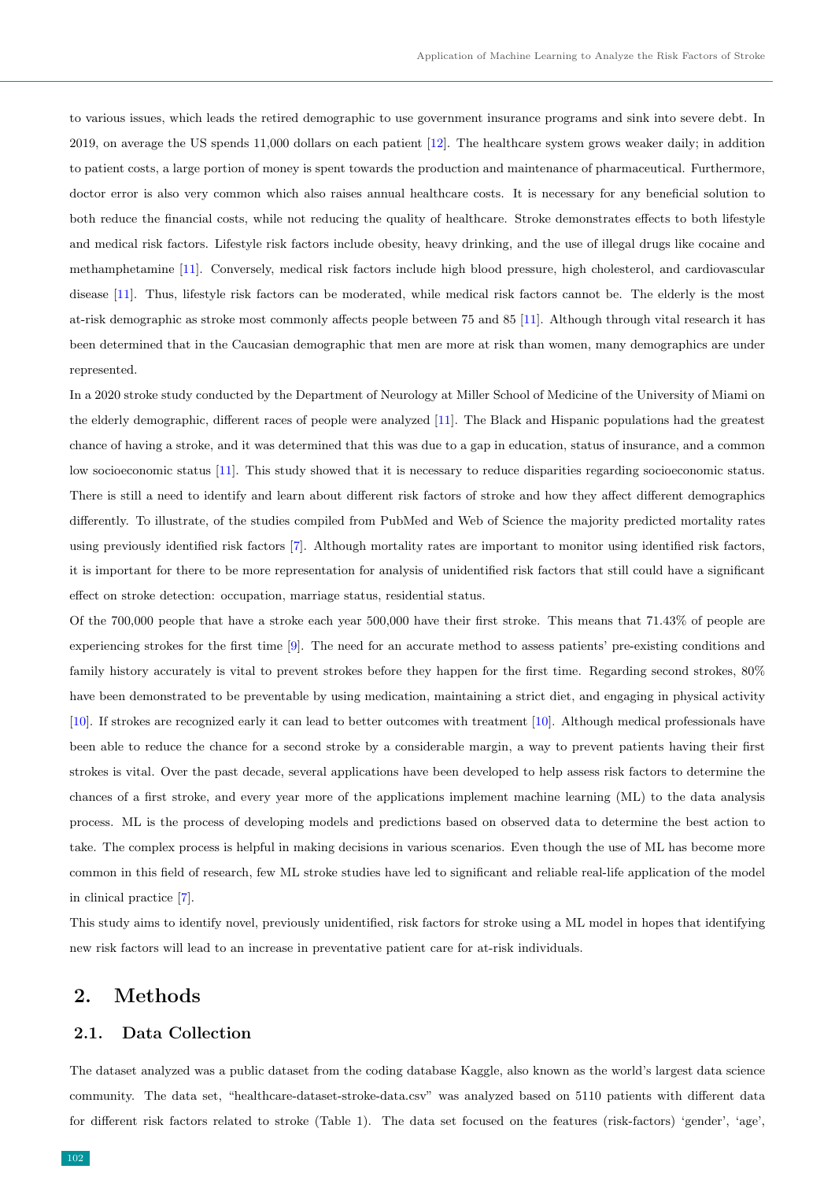to various issues, which leads the retired demographic to use government insurance programs and sink into severe debt. In 2019, on average the US spends 11,000 dollars on each patient [12]. The healthcare system grows weaker daily; in addition to patient costs, a large portion of money is spent towards the production and maintenance of pharmaceutical. Furthermore, doctor error is also very common which also raises annual healthcare costs. It is necessary for any beneficial solution to both reduce the financial costs, while not reducing the quality of healthcare. Stroke demonstrates effects to both lifestyle and medical risk factors. Lifestyle risk factors include obesity, heavy drinking, and the use of illegal drugs like cocaine and methamphetamine [11]. Conversely, medical risk factors include high blood pressure, high cholesterol, and cardiovascular disease [11]. Thus, lifestyle risk factors can be moderated, while medical risk factors cannot be. The elderly is the most at-risk demographic as stroke most commonly affects people between 75 and 85 [11]. Although through vital research it has been determined that in the Caucasian demographic that men are more at risk than women, many demographics are under represented.

In a 2020 stroke study conducted by the Department of Neurology at Miller School of Medicine of the University of Miami on the elderly demographic, different races of people were analyzed [11]. The Black and Hispanic populations had the greatest chance of having a stroke, and it was determined that this was due to a gap in education, status of insurance, and a common low socioeconomic status [11]. This study showed that it is necessary to reduce disparities regarding socioeconomic status. There is still a need to identify and learn about different risk factors of stroke and how they affect different demographics differently. To illustrate, of the studies compiled from PubMed and Web of Science the majority predicted mortality rates using previously identified risk factors [7]. Although mortality rates are important to monitor using identified risk factors, it is important for there to be more representation for analysis of unidentified risk factors that still could have a significant effect on stroke detection: occupation, marriage status, residential status.

Of the 700,000 people that have a stroke each year 500,000 have their first stroke. This means that 71.43% of people are experiencing strokes for the first time [9]. The need for an accurate method to assess patients' pre-existing conditions and family history accurately is vital to prevent strokes before they happen for the first time. Regarding second strokes, 80% have been demonstrated to be preventable by using medication, maintaining a strict diet, and engaging in physical activity [10]. If strokes are recognized early it can lead to better outcomes with treatment [10]. Although medical professionals have been able to reduce the chance for a second stroke by a considerable margin, a way to prevent patients having their first strokes is vital. Over the past decade, several applications have been developed to help assess risk factors to determine the chances of a first stroke, and every year more of the applications implement machine learning (ML) to the data analysis process. ML is the process of developing models and predictions based on observed data to determine the best action to take. The complex process is helpful in making decisions in various scenarios. Even though the use of ML has become more common in this field of research, few ML stroke studies have led to significant and reliable real-life application of the model in clinical practice [7].

This study aims to identify novel, previously unidentified, risk factors for stroke using a ML model in hopes that identifying new risk factors will lead to an increase in preventative patient care for at-risk individuals.

## 2. Methods

### 2.1. Data Collection

The dataset analyzed was a public dataset from the coding database Kaggle, also known as the world's largest data science community. The data set, "healthcare-dataset-stroke-data.csv" was analyzed based on 5110 patients with different data for different risk factors related to stroke (Table 1). The data set focused on the features (risk-factors) 'gender', 'age',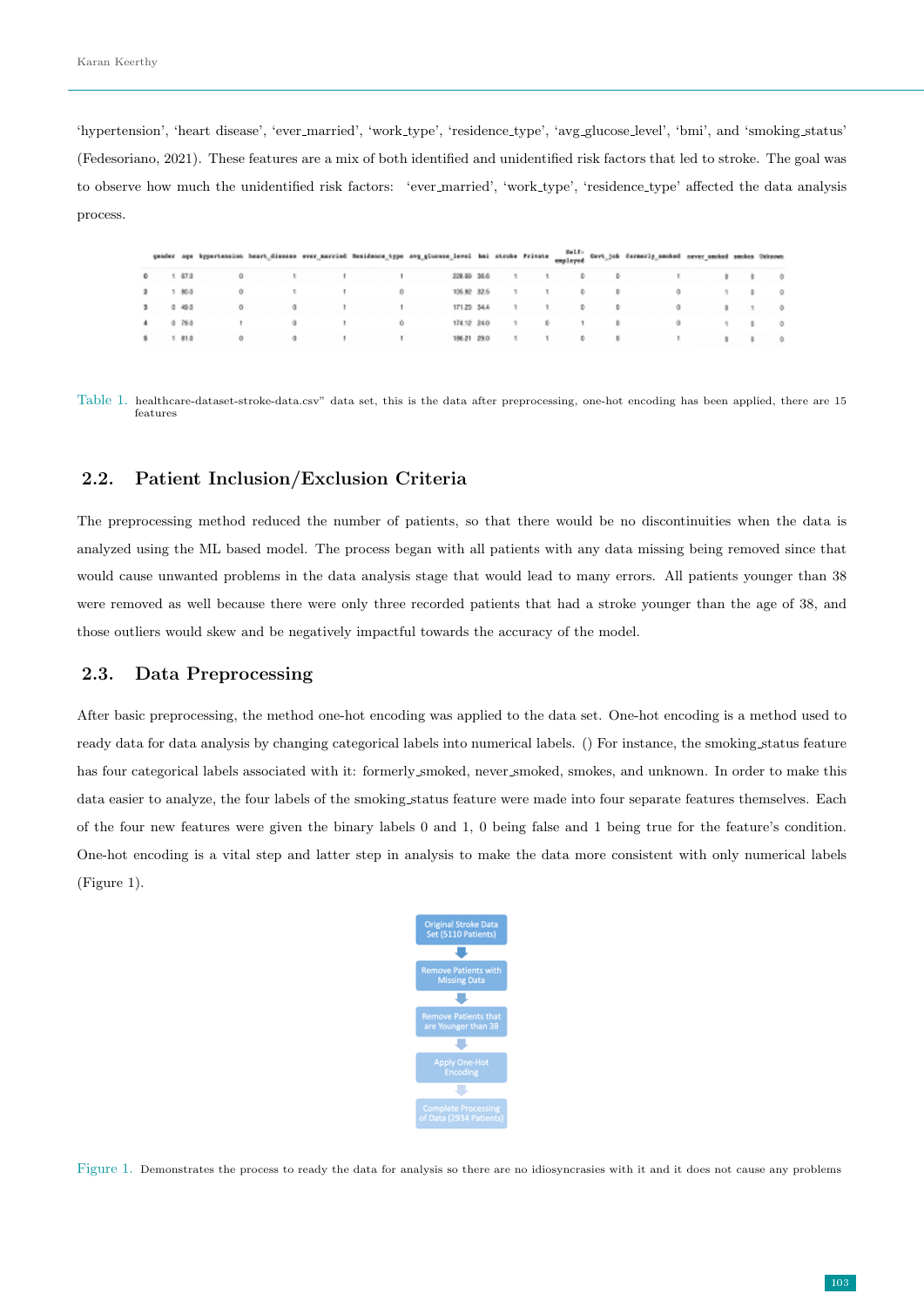'hypertension', 'heart disease', 'ever_married', 'work_type', 'residence_type', 'avg_glucose_level', 'bmi', and 'smoking_status' (Fedesoriano, 2021). These features are a mix of both identified and unidentified risk factors that led to stroke. The goal was to observe how much the unidentified risk factors: 'ever_married', 'work_type', 'residence_type' affected the data analysis process.

| | gender | age | hypertension | heart_disease | ever_married | Residence_type | avg_glucose_level | bmi | stroke | Private | Self-employed | Govt_job | formerly_smoked | never_smoked | smokes | Unknown |
|---|---|---|---|---|---|---|---|---|---|---|---|---|---|---|---|---|
| 0 | 1 | 67.0 | 0 | 1 | 1 | 1 | 228.69 | 36.6 | 1 | 1 | 0 | 0 | 1 | 0 | 0 | 0 |
| 2 | 1 | 80.0 | 0 | 1 | 1 | 0 | 105.92 | 32.5 | 1 | 1 | 0 | 0 | 0 | 1 | 0 | 0 |
| 3 | 0 | 49.0 | 0 | 0 | 1 | 1 | 171.23 | 34.4 | 1 | 1 | 0 | 0 | 0 | 0 | 1 | 0 |
| 4 | 0 | 79.0 | 1 | 0 | 1 | 0 | 174.12 | 24.0 | 1 | 0 | 1 | 0 | 0 | 1 | 0 | 0 |
| 5 | 1 | 81.0 | 0 | 0 | 1 | 1 | 186.21 | 29.0 | 1 | 1 | 0 | 0 | 1 | 0 | 0 | 0 |

Table 1. healthcare-dataset-stroke-data.csv" data set, this is the data after preprocessing, one-hot encoding has been applied, there are 15 features

## 2.2. Patient Inclusion/Exclusion Criteria

The preprocessing method reduced the number of patients, so that there would be no discontinuities when the data is analyzed using the ML based model. The process began with all patients with any data missing being removed since that would cause unwanted problems in the data analysis stage that would lead to many errors. All patients younger than 38 were removed as well because there were only three recorded patients that had a stroke younger than the age of 38, and those outliers would skew and be negatively impactful towards the accuracy of the model.

## 2.3. Data Preprocessing

After basic preprocessing, the method one-hot encoding was applied to the data set. One-hot encoding is a method used to ready data for data analysis by changing categorical labels into numerical labels. () For instance, the smoking_status feature has four categorical labels associated with it: formerly_smoked, never_smoked, smokes, and unknown. In order to make this data easier to analyze, the four labels of the smoking_status feature were made into four separate features themselves. Each of the four new features were given the binary labels 0 and 1, 0 being false and 1 being true for the feature's condition. One-hot encoding is a vital step and latter step in analysis to make the data more consistent with only numerical labels (Figure 1).

Original Stroke Data Set (5110 Patients) → Remove Patients with Missing Data → Remove Patients that are Younger than 38 → Apply One-Hot Encoding → Complete Processing of Data (2934 Patients)

Figure 1. Demonstrates the process to ready the data for analysis so there are no idiosyncrasies with it and it does not cause any problems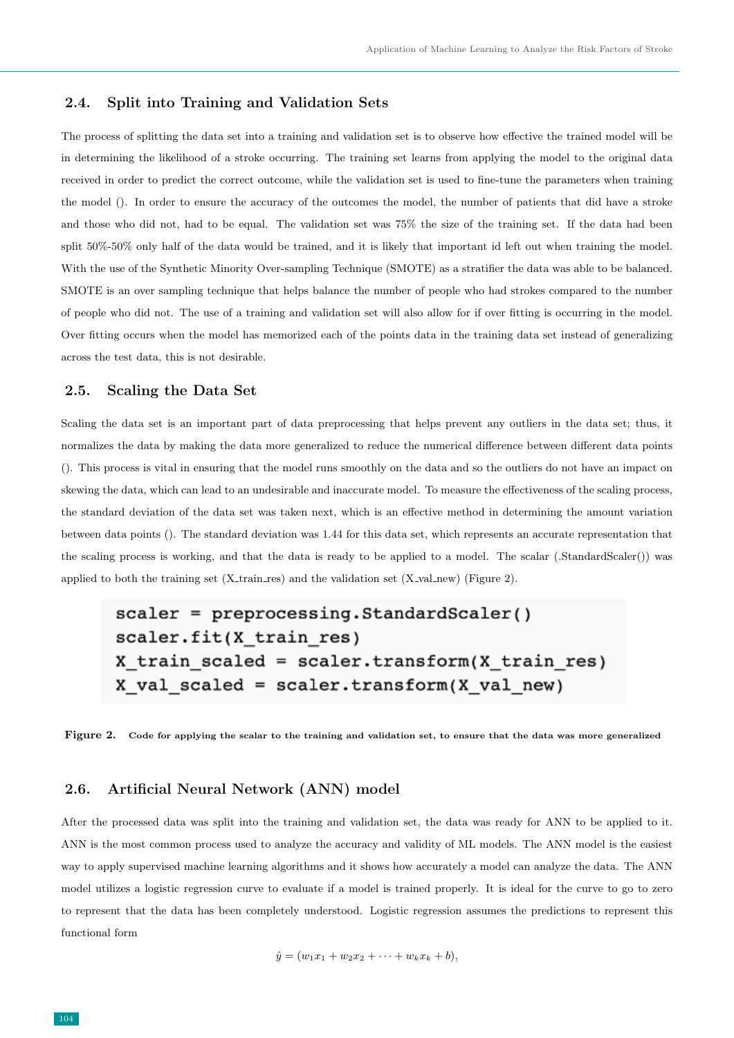## 2.4. Split into Training and Validation Sets

The process of splitting the data set into a training and validation set is to observe how effective the trained model will be in determining the likelihood of a stroke occurring. The training set learns from applying the model to the original data received in order to predict the correct outcome, while the validation set is used to fine-tune the parameters when training the model (). In order to ensure the accuracy of the outcomes the model, the number of patients that did have a stroke and those who did not, had to be equal. The validation set was 75% the size of the training set. If the data had been split 50%-50% only half of the data would be trained, and it is likely that important id left out when training the model. With the use of the Synthetic Minority Over-sampling Technique (SMOTE) as a stratifier the data was able to be balanced. SMOTE is an over sampling technique that helps balance the number of people who had strokes compared to the number of people who did not. The use of a training and validation set will also allow for if over fitting is occurring in the model. Over fitting occurs when the model has memorized each of the points data in the training data set instead of generalizing across the test data, this is not desirable.

## 2.5. Scaling the Data Set

Scaling the data set is an important part of data preprocessing that helps prevent any outliers in the data set; thus, it normalizes the data by making the data more generalized to reduce the numerical difference between different data points (). This process is vital in ensuring that the model runs smoothly on the data and so the outliers do not have an impact on skewing the data, which can lead to an undesirable and inaccurate model. To measure the effectiveness of the scaling process, the standard deviation of the data set was taken next, which is an effective method in determining the amount variation between data points (). The standard deviation was 1.44 for this data set, which represents an accurate representation that the scaling process is working, and that the data is ready to be applied to a model. The scalar (.StandardScaler()) was applied to both the training set (X_train_res) and the validation set (X_val_new) (Figure 2).

```
scaler = preprocessing.StandardScaler()
scaler.fit(X_train_res)
X_train_scaled = scaler.transform(X_train_res)
X_val_scaled = scaler.transform(X_val_new)
```

**Figure 2.** **Code for applying the scalar to the training and validation set, to ensure that the data was more generalized**

## 2.6. Artificial Neural Network (ANN) model

After the processed data was split into the training and validation set, the data was ready for ANN to be applied to it. ANN is the most common process used to analyze the accuracy and validity of ML models. The ANN model is the easiest way to apply supervised machine learning algorithms and it shows how accurately a model can analyze the data. The ANN model utilizes a logistic regression curve to evaluate if a model is trained properly. It is ideal for the curve to go to zero to represent that the data has been completely understood. Logistic regression assumes the predictions to represent this functional form

$$\hat{y} = (w_1x_1 + w_2x_2 + \cdots + w_kx_k + b),$$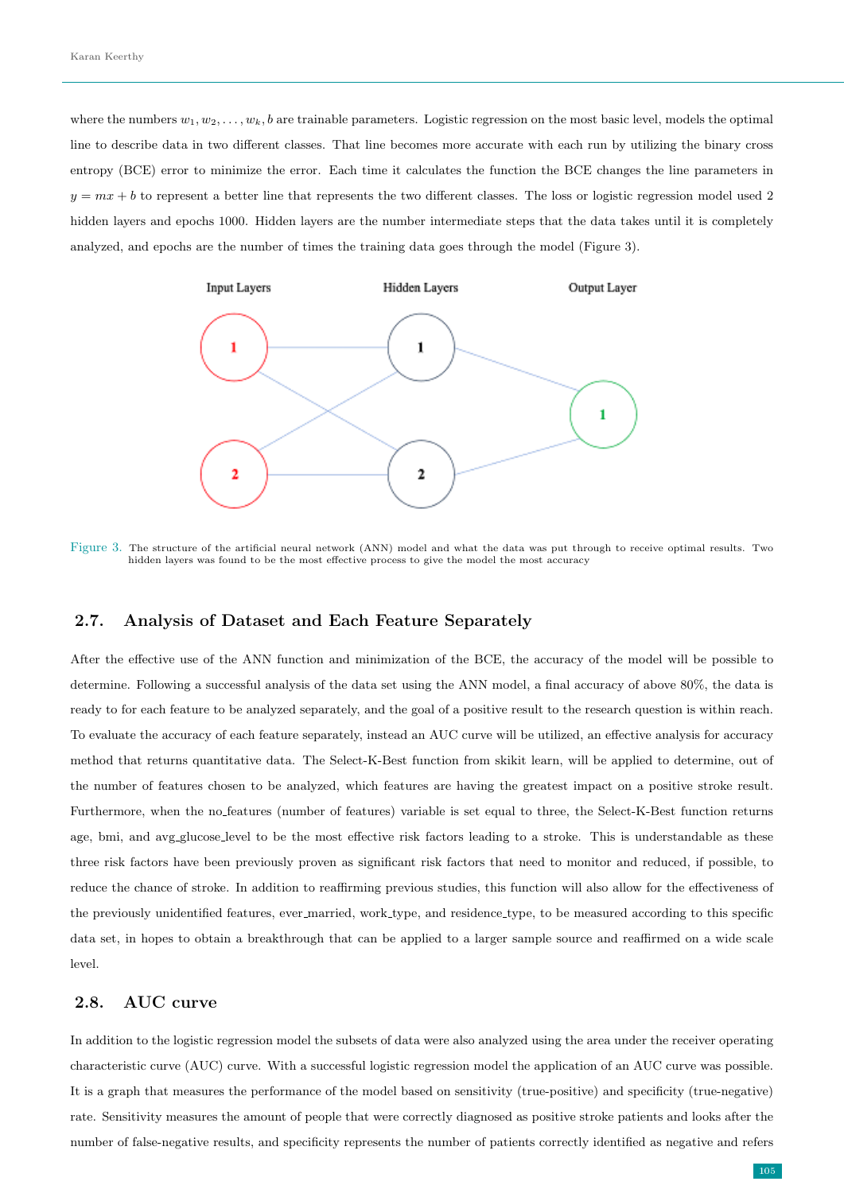where the numbers $w_1, w_2, \ldots, w_k, b$ are trainable parameters. Logistic regression on the most basic level, models the optimal line to describe data in two different classes. That line becomes more accurate with each run by utilizing the binary cross entropy (BCE) error to minimize the error. Each time it calculates the function the BCE changes the line parameters in $y = mx + b$ to represent a better line that represents the two different classes. The loss or logistic regression model used 2 hidden layers and epochs 1000. Hidden layers are the number intermediate steps that the data takes until it is completely analyzed, and epochs are the number of times the training data goes through the model (Figure 3).

Figure 3. The structure of the artificial neural network (ANN) model and what the data was put through to receive optimal results. Two hidden layers was found to be the most effective process to give the model the most accuracy

## 2.7. Analysis of Dataset and Each Feature Separately

After the effective use of the ANN function and minimization of the BCE, the accuracy of the model will be possible to determine. Following a successful analysis of the data set using the ANN model, a final accuracy of above 80%, the data is ready to for each feature to be analyzed separately, and the goal of a positive result to the research question is within reach. To evaluate the accuracy of each feature separately, instead an AUC curve will be utilized, an effective analysis for accuracy method that returns quantitative data. The Select-K-Best function from skikit learn, will be applied to determine, out of the number of features chosen to be analyzed, which features are having the greatest impact on a positive stroke result. Furthermore, when the no_features (number of features) variable is set equal to three, the Select-K-Best function returns age, bmi, and avg_glucose_level to be the most effective risk factors leading to a stroke. This is understandable as these three risk factors have been previously proven as significant risk factors that need to monitor and reduced, if possible, to reduce the chance of stroke. In addition to reaffirming previous studies, this function will also allow for the effectiveness of the previously unidentified features, ever_married, work_type, and residence_type, to be measured according to this specific data set, in hopes to obtain a breakthrough that can be applied to a larger sample source and reaffirmed on a wide scale level.

## 2.8. AUC curve

In addition to the logistic regression model the subsets of data were also analyzed using the area under the receiver operating characteristic curve (AUC) curve. With a successful logistic regression model the application of an AUC curve was possible. It is a graph that measures the performance of the model based on sensitivity (true-positive) and specificity (true-negative) rate. Sensitivity measures the amount of people that were correctly diagnosed as positive stroke patients and looks after the number of false-negative results, and specificity represents the number of patients correctly identified as negative and refers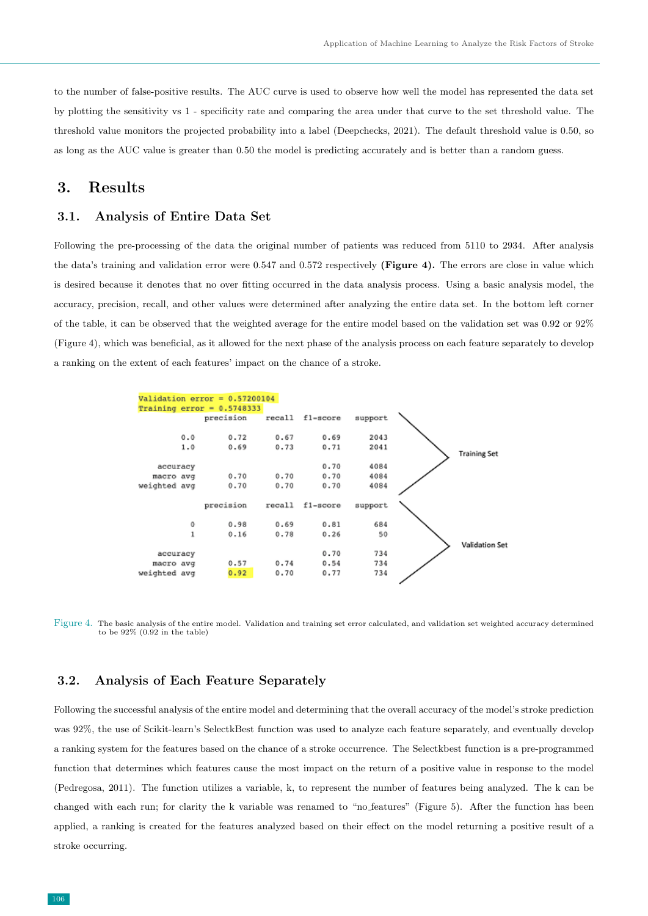to the number of false-positive results. The AUC curve is used to observe how well the model has represented the data set by plotting the sensitivity vs 1 - specificity rate and comparing the area under that curve to the set threshold value. The threshold value monitors the projected probability into a label (Deepchecks, 2021). The default threshold value is 0.50, so as long as the AUC value is greater than 0.50 the model is predicting accurately and is better than a random guess.

# 3. Results

## 3.1. Analysis of Entire Data Set

Following the pre-processing of the data the original number of patients was reduced from 5110 to 2934. After analysis the data's training and validation error were 0.547 and 0.572 respectively **(Figure 4).** The errors are close in value which is desired because it denotes that no over fitting occurred in the data analysis process. Using a basic analysis model, the accuracy, precision, recall, and other values were determined after analyzing the entire data set. In the bottom left corner of the table, it can be observed that the weighted average for the entire model based on the validation set was 0.92 or 92% (Figure 4), which was beneficial, as it allowed for the next phase of the analysis process on each feature separately to develop a ranking on the extent of each features' impact on the chance of a stroke.

```
Validation error = 0.57200104
Training error = 0.5748333
              precision    recall  f1-score   support

         0.0       0.72      0.67      0.69      2043
         1.0       0.69      0.73      0.71      2041

    accuracy                           0.70      4084
   macro avg       0.70      0.70      0.70      4084
weighted avg       0.70      0.70      0.70      4084

              precision    recall  f1-score   support

           0       0.98      0.69      0.81       684
           1       0.16      0.78      0.26        50

    accuracy                           0.70       734
   macro avg       0.57      0.74      0.54       734
weighted avg       0.92      0.70      0.77       734
```

Training Set

Validation Set

Figure 4. The basic analysis of the entire model. Validation and training set error calculated, and validation set weighted accuracy determined to be 92% (0.92 in the table)

## 3.2. Analysis of Each Feature Separately

Following the successful analysis of the entire model and determining that the overall accuracy of the model's stroke prediction was 92%, the use of Scikit-learn's SelectkBest function was used to analyze each feature separately, and eventually develop a ranking system for the features based on the chance of a stroke occurrence. The Selectkbest function is a pre-programmed function that determines which features cause the most impact on the return of a positive value in response to the model (Pedregosa, 2011). The function utilizes a variable, k, to represent the number of features being analyzed. The k can be changed with each run; for clarity the k variable was renamed to "no_features" (Figure 5). After the function has been applied, a ranking is created for the features analyzed based on their effect on the model returning a positive result of a stroke occurring.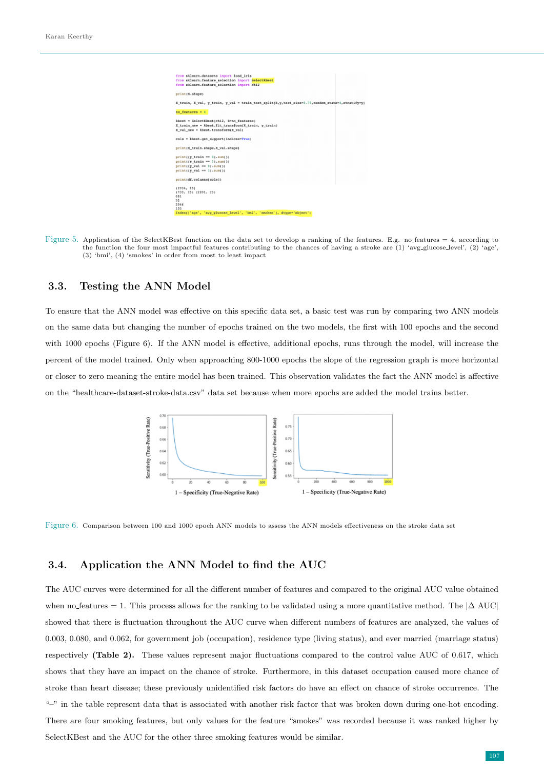```
from sklearn.datasets import load_iris
from sklearn.feature_selection import SelectKBest
from sklearn.feature_selection import chi2

print(X.shape)

X_train, X_val, y_train, y_val = train_test_split(X,y,test_size=0.75,random_state=4,stratify=y)

no_features = 4

kbest = SelectKBest(chi2, k=no_features)
X_train_new = kbest.fit_transform(X_train, y_train)
X_val_new = kbest.transform(X_val)

cols = kbest.get_support(indices=True)

print(X_train.shape,X_val.shape)

print((y_train == 0).sum())
print((y_train == 1).sum())
print((y_val == 0).sum())
print((y_val == 1).sum())

print(df.columns[cols])

(2934, 15)
(733, 15) (2201, 15)
681
52
2046
155
Index(['age', 'avg_glucose_level', 'bmi', 'smokes'], dtype='object')
```

Figure 5. Application of the SelectKBest function on the data set to develop a ranking of the features. E.g. no_features = 4, according to the function the four most impactful features contributing to the chances of having a stroke are (1) 'avg_glucose_level', (2) 'age', (3) 'bmi', (4) 'smokes' in order from most to least impact

### 3.3. Testing the ANN Model

To ensure that the ANN model was effective on this specific data set, a basic test was run by comparing two ANN models on the same data but changing the number of epochs trained on the two models, the first with 100 epochs and the second with 1000 epochs (Figure 6). If the ANN model is effective, additional epochs, runs through the model, will increase the percent of the model trained. Only when approaching 800-1000 epochs the slope of the regression graph is more horizontal or closer to zero meaning the entire model has been trained. This observation validates the fact the ANN model is affective on the "healthcare-dataset-stroke-data.csv" data set because when more epochs are added the model trains better.

Figure 6. Comparison between 100 and 1000 epoch ANN models to assess the ANN models effectiveness on the stroke data set

### 3.4. Application the ANN Model to find the AUC

The AUC curves were determined for all the different number of features and compared to the original AUC value obtained when no_features = 1. This process allows for the ranking to be validated using a more quantitative method. The $|\Delta \text{ AUC}|$ showed that there is fluctuation throughout the AUC curve when different numbers of features are analyzed, the values of 0.003, 0.080, and 0.062, for government job (occupation), residence type (living status), and ever married (marriage status) respectively **(Table 2)**. These values represent major fluctuations compared to the control value AUC of 0.617, which shows that they have an impact on the chance of stroke. Furthermore, in this dataset occupation caused more chance of stroke than heart disease; these previously unidentified risk factors do have an effect on chance of stroke occurrence. The "–" in the table represent data that is associated with another risk factor that was broken down during one-hot encoding. There are four smoking features, but only values for the feature "smokes" was recorded because it was ranked higher by SelectKBest and the AUC for the other three smoking features would be similar.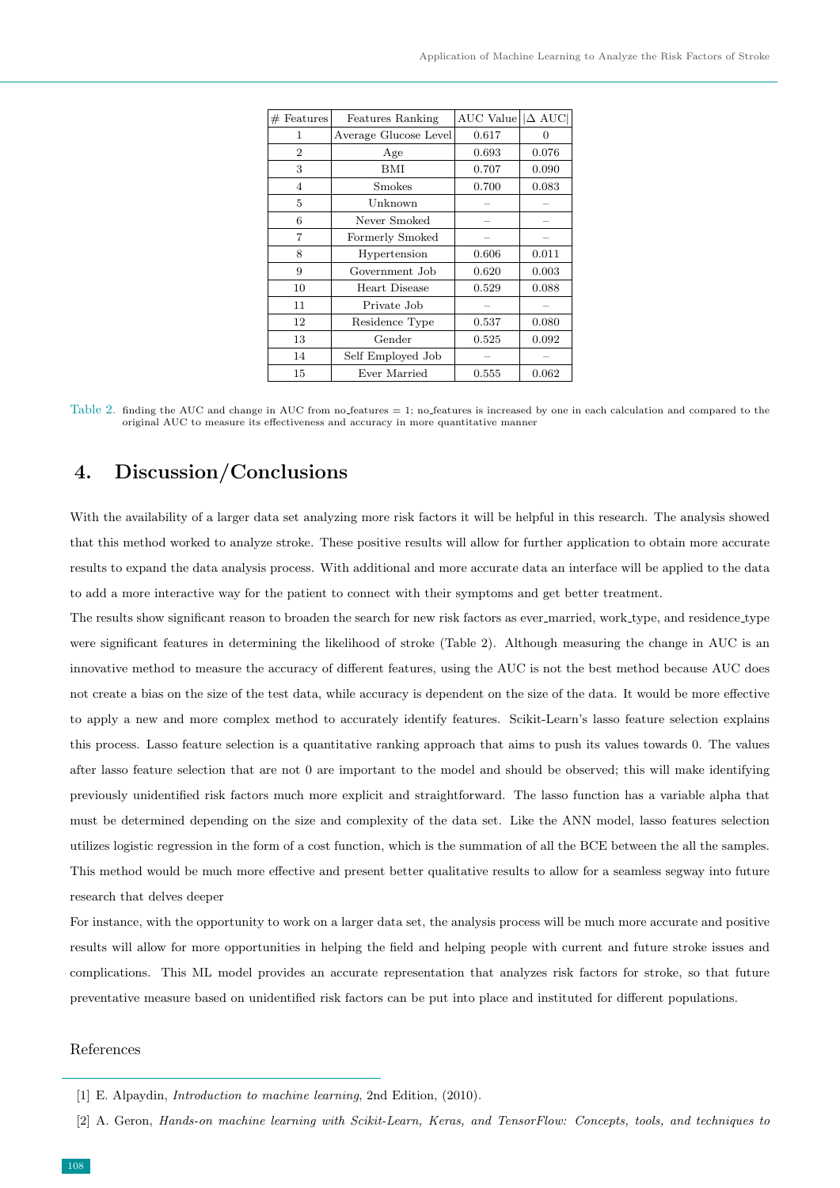| # Features | Features Ranking | AUC Value | \|Δ AUC\| |
|---|---|---|---|
| 1 | Average Glucose Level | 0.617 | 0 |
| 2 | Age | 0.693 | 0.076 |
| 3 | BMI | 0.707 | 0.090 |
| 4 | Smokes | 0.700 | 0.083 |
| 5 | Unknown | – | – |
| 6 | Never Smoked | – | – |
| 7 | Formerly Smoked | – | – |
| 8 | Hypertension | 0.606 | 0.011 |
| 9 | Government Job | 0.620 | 0.003 |
| 10 | Heart Disease | 0.529 | 0.088 |
| 11 | Private Job | – | – |
| 12 | Residence Type | 0.537 | 0.080 |
| 13 | Gender | 0.525 | 0.092 |
| 14 | Self Employed Job | – | – |
| 15 | Ever Married | 0.555 | 0.062 |

Table 2. finding the AUC and change in AUC from no_features = 1; no_features is increased by one in each calculation and compared to the original AUC to measure its effectiveness and accuracy in more quantitative manner

## 4. Discussion/Conclusions

With the availability of a larger data set analyzing more risk factors it will be helpful in this research. The analysis showed that this method worked to analyze stroke. These positive results will allow for further application to obtain more accurate results to expand the data analysis process. With additional and more accurate data an interface will be applied to the data to add a more interactive way for the patient to connect with their symptoms and get better treatment.

The results show significant reason to broaden the search for new risk factors as ever_married, work_type, and residence_type were significant features in determining the likelihood of stroke (Table 2). Although measuring the change in AUC is an innovative method to measure the accuracy of different features, using the AUC is not the best method because AUC does not create a bias on the size of the test data, while accuracy is dependent on the size of the data. It would be more effective to apply a new and more complex method to accurately identify features. Scikit-Learn's lasso feature selection explains this process. Lasso feature selection is a quantitative ranking approach that aims to push its values towards 0. The values after lasso feature selection that are not 0 are important to the model and should be observed; this will make identifying previously unidentified risk factors much more explicit and straightforward. The lasso function has a variable alpha that must be determined depending on the size and complexity of the data set. Like the ANN model, lasso features selection utilizes logistic regression in the form of a cost function, which is the summation of all the BCE between the all the samples. This method would be much more effective and present better qualitative results to allow for a seamless segway into future research that delves deeper

For instance, with the opportunity to work on a larger data set, the analysis process will be much more accurate and positive results will allow for more opportunities in helping the field and helping people with current and future stroke issues and complications. This ML model provides an accurate representation that analyzes risk factors for stroke, so that future preventative measure based on unidentified risk factors can be put into place and instituted for different populations.

References

[1] E. Alpaydin, *Introduction to machine learning*, 2nd Edition, (2010).

[2] A. Geron, *Hands-on machine learning with Scikit-Learn, Keras, and TensorFlow: Concepts, tools, and techniques to*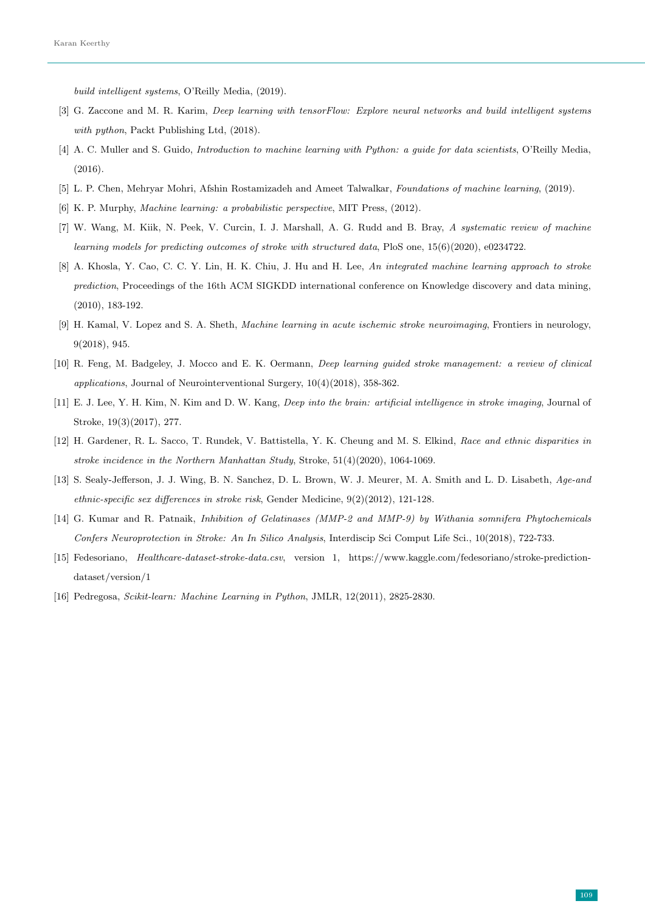*build intelligent systems*, O'Reilly Media, (2019).

[3] G. Zaccone and M. R. Karim, *Deep learning with tensorFlow: Explore neural networks and build intelligent systems with python*, Packt Publishing Ltd, (2018).

[4] A. C. Muller and S. Guido, *Introduction to machine learning with Python: a guide for data scientists*, O'Reilly Media, (2016).

[5] L. P. Chen, Mehryar Mohri, Afshin Rostamizadeh and Ameet Talwalkar, *Foundations of machine learning*, (2019).

[6] K. P. Murphy, *Machine learning: a probabilistic perspective*, MIT Press, (2012).

[7] W. Wang, M. Kiik, N. Peek, V. Curcin, I. J. Marshall, A. G. Rudd and B. Bray, *A systematic review of machine learning models for predicting outcomes of stroke with structured data*, PloS one, 15(6)(2020), e0234722.

[8] A. Khosla, Y. Cao, C. C. Y. Lin, H. K. Chiu, J. Hu and H. Lee, *An integrated machine learning approach to stroke prediction*, Proceedings of the 16th ACM SIGKDD international conference on Knowledge discovery and data mining, (2010), 183-192.

[9] H. Kamal, V. Lopez and S. A. Sheth, *Machine learning in acute ischemic stroke neuroimaging*, Frontiers in neurology, 9(2018), 945.

[10] R. Feng, M. Badgeley, J. Mocco and E. K. Oermann, *Deep learning guided stroke management: a review of clinical applications*, Journal of Neurointerventional Surgery, 10(4)(2018), 358-362.

[11] E. J. Lee, Y. H. Kim, N. Kim and D. W. Kang, *Deep into the brain: artificial intelligence in stroke imaging*, Journal of Stroke, 19(3)(2017), 277.

[12] H. Gardener, R. L. Sacco, T. Rundek, V. Battistella, Y. K. Cheung and M. S. Elkind, *Race and ethnic disparities in stroke incidence in the Northern Manhattan Study*, Stroke, 51(4)(2020), 1064-1069.

[13] S. Sealy-Jefferson, J. J. Wing, B. N. Sanchez, D. L. Brown, W. J. Meurer, M. A. Smith and L. D. Lisabeth, *Age-and ethnic-specific sex differences in stroke risk*, Gender Medicine, 9(2)(2012), 121-128.

[14] G. Kumar and R. Patnaik, *Inhibition of Gelatinases (MMP-2 and MMP-9) by Withania somnifera Phytochemicals Confers Neuroprotection in Stroke: An In Silico Analysis*, Interdiscip Sci Comput Life Sci., 10(2018), 722-733.

[15] Fedesoriano, *Healthcare-dataset-stroke-data.csv*, version 1, https://www.kaggle.com/fedesoriano/stroke-prediction-dataset/version/1

[16] Pedregosa, *Scikit-learn: Machine Learning in Python*, JMLR, 12(2011), 2825-2830.